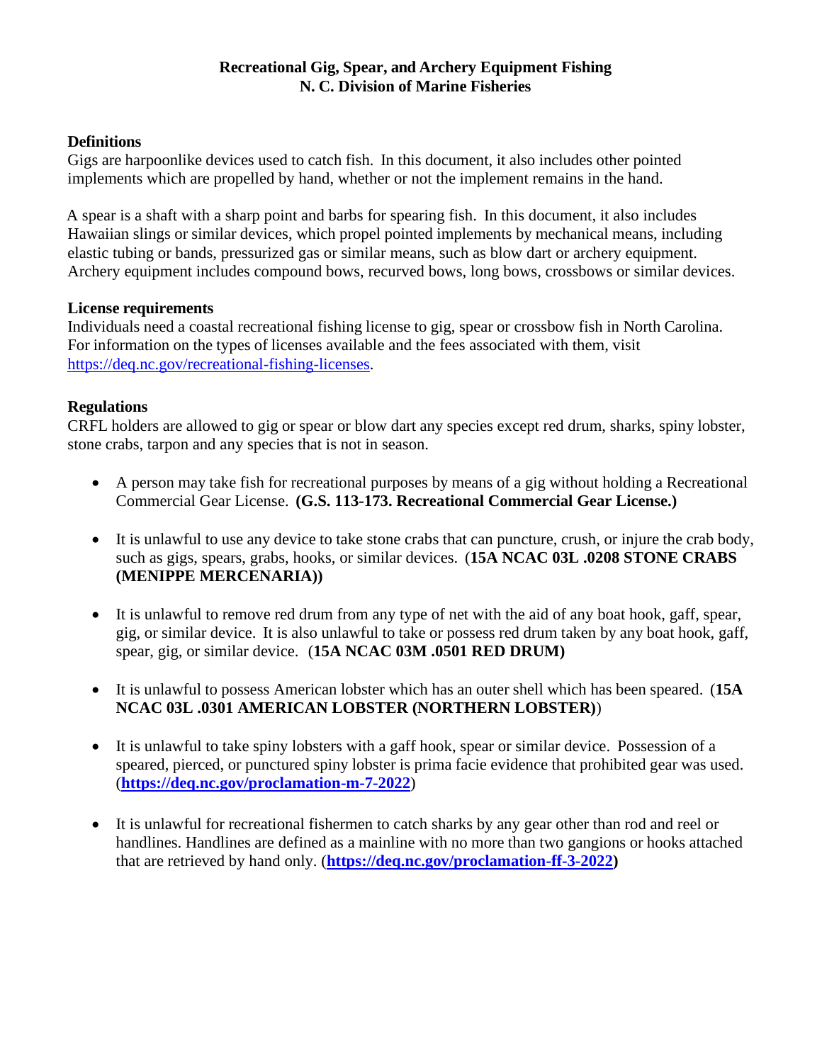# Recreational Gig, Spear, and Archery Equipment Fishing
## N. C. Division of Marine Fisheries

### Definitions

Gigs are harpoonlike devices used to catch fish. In this document, it also includes other pointed implements which are propelled by hand, whether or not the implement remains in the hand.

A spear is a shaft with a sharp point and barbs for spearing fish. In this document, it also includes Hawaiian slings or similar devices, which propel pointed implements by mechanical means, including elastic tubing or bands, pressurized gas or similar means, such as blow dart or archery equipment. Archery equipment includes compound bows, recurved bows, long bows, crossbows or similar devices.

### License requirements

Individuals need a coastal recreational fishing license to gig, spear or crossbow fish in North Carolina. For information on the types of licenses available and the fees associated with them, visit [https://deq.nc.gov/recreational-fishing-licenses](https://deq.nc.gov/recreational-fishing-licenses).

### Regulations

CRFL holders are allowed to gig or spear or blow dart any species except red drum, sharks, spiny lobster, stone crabs, tarpon and any species that is not in season.

- A person may take fish for recreational purposes by means of a gig without holding a Recreational Commercial Gear License. **(G.S. 113-173. Recreational Commercial Gear License.)**
- It is unlawful to use any device to take stone crabs that can puncture, crush, or injure the crab body, such as gigs, spears, grabs, hooks, or similar devices. (**15A NCAC 03L .0208 STONE CRABS (MENIPPE MERCENARIA))**
- It is unlawful to remove red drum from any type of net with the aid of any boat hook, gaff, spear, gig, or similar device. It is also unlawful to take or possess red drum taken by any boat hook, gaff, spear, gig, or similar device. (**15A NCAC 03M .0501 RED DRUM)**
- It is unlawful to possess American lobster which has an outer shell which has been speared. (**15A NCAC 03L .0301 AMERICAN LOBSTER (NORTHERN LOBSTER)**)
- It is unlawful to take spiny lobsters with a gaff hook, spear or similar device. Possession of a speared, pierced, or punctured spiny lobster is prima facie evidence that prohibited gear was used. (**[https://deq.nc.gov/proclamation-m-7-2022](https://deq.nc.gov/proclamation-m-7-2022)**)
- It is unlawful for recreational fishermen to catch sharks by any gear other than rod and reel or handlines. Handlines are defined as a mainline with no more than two gangions or hooks attached that are retrieved by hand only. (**[https://deq.nc.gov/proclamation-ff-3-2022](https://deq.nc.gov/proclamation-ff-3-2022))**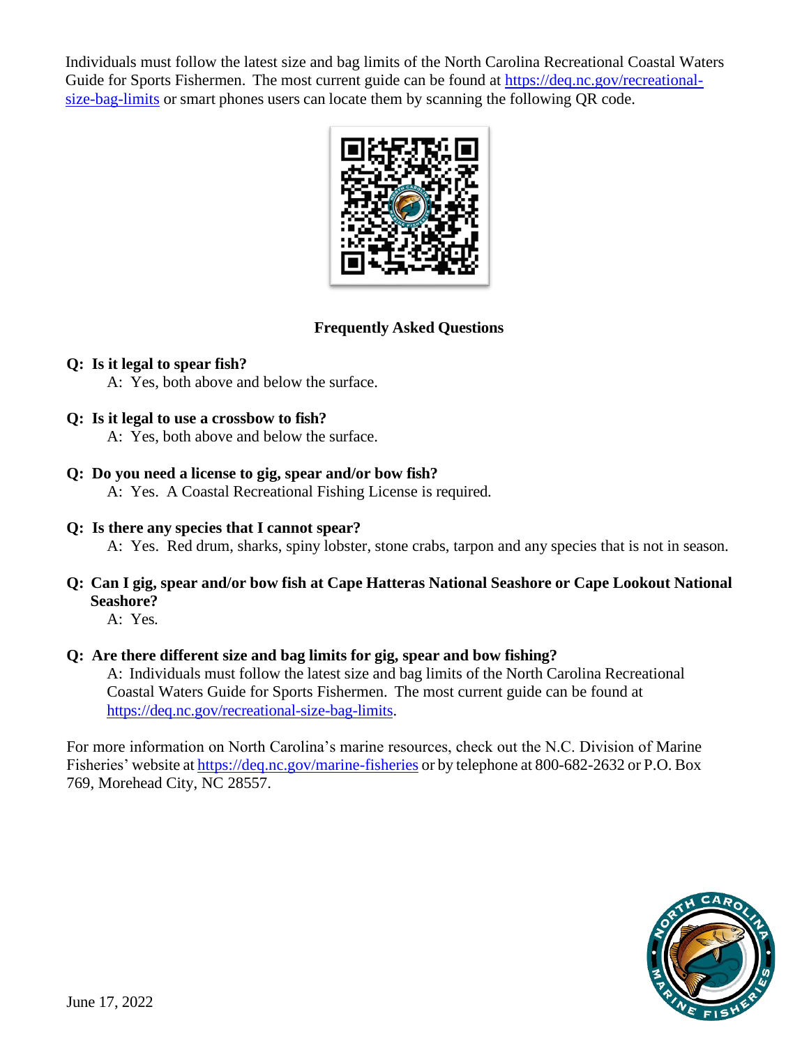Individuals must follow the latest size and bag limits of the North Carolina Recreational Coastal Waters Guide for Sports Fishermen. The most current guide can be found at [https://deq.nc.gov/recreational-size-bag-limits](https://deq.nc.gov/recreational-size-bag-limits) or smart phones users can locate them by scanning the following QR code.

## Frequently Asked Questions

**Q: Is it legal to spear fish?**

A: Yes, both above and below the surface.

**Q: Is it legal to use a crossbow to fish?**

A: Yes, both above and below the surface.

**Q: Do you need a license to gig, spear and/or bow fish?**

A: Yes. A Coastal Recreational Fishing License is required.

**Q: Is there any species that I cannot spear?**

A: Yes. Red drum, sharks, spiny lobster, stone crabs, tarpon and any species that is not in season.

**Q: Can I gig, spear and/or bow fish at Cape Hatteras National Seashore or Cape Lookout National Seashore?**

A: Yes.

**Q: Are there different size and bag limits for gig, spear and bow fishing?**

A: Individuals must follow the latest size and bag limits of the North Carolina Recreational Coastal Waters Guide for Sports Fishermen. The most current guide can be found at [https://deq.nc.gov/recreational-size-bag-limits](https://deq.nc.gov/recreational-size-bag-limits).

For more information on North Carolina's marine resources, check out the N.C. Division of Marine Fisheries' website at [https://deq.nc.gov/marine-fisheries](https://deq.nc.gov/marine-fisheries) or by telephone at 800-682-2632 or P.O. Box 769, Morehead City, NC 28557.

June 17, 2022